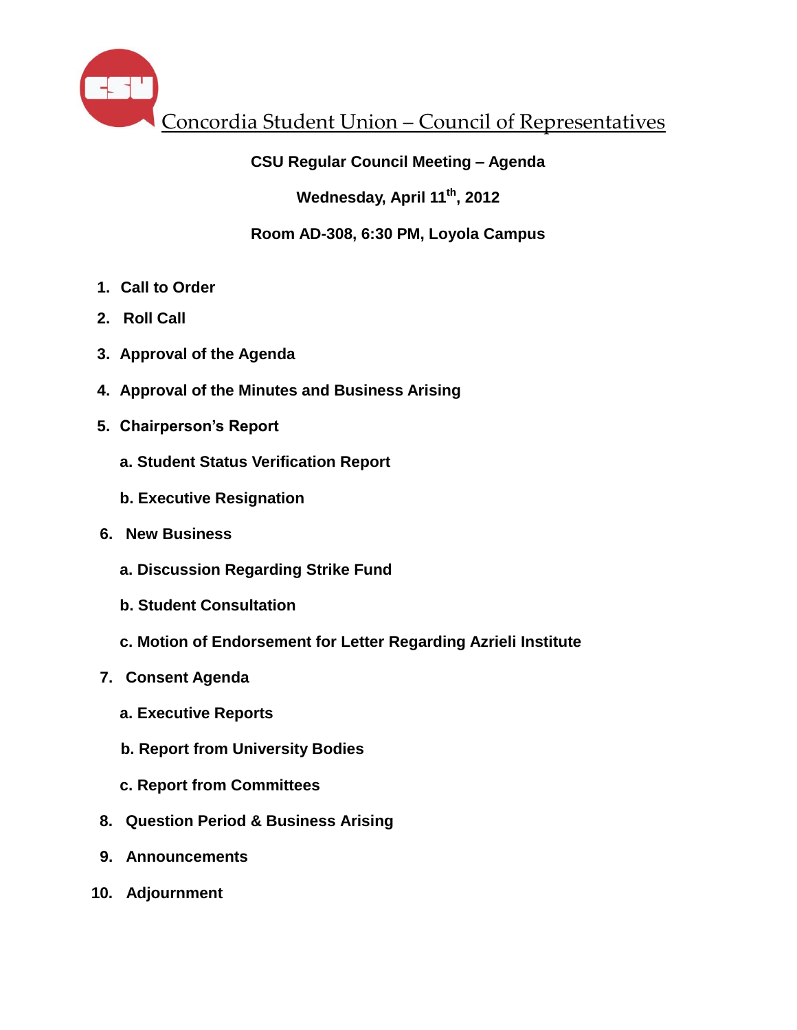# Concordia Student Union – Council of Representatives

**CSU Regular Council Meeting – Agenda**

**Wednesday, April 11th, 2012**

**Room AD-308, 6:30 PM, Loyola Campus**

1. **Call to Order**
2. **Roll Call**
3. **Approval of the Agenda**
4. **Approval of the Minutes and Business Arising**
5. **Chairperson's Report**
   - a. **Student Status Verification Report**
   - b. **Executive Resignation**
6. **New Business**
   - a. **Discussion Regarding Strike Fund**
   - b. **Student Consultation**
   - c. **Motion of Endorsement for Letter Regarding Azrieli Institute**
7. **Consent Agenda**
   - a. **Executive Reports**
   - b. **Report from University Bodies**
   - c. **Report from Committees**
8. **Question Period & Business Arising**
9. **Announcements**
10. **Adjournment**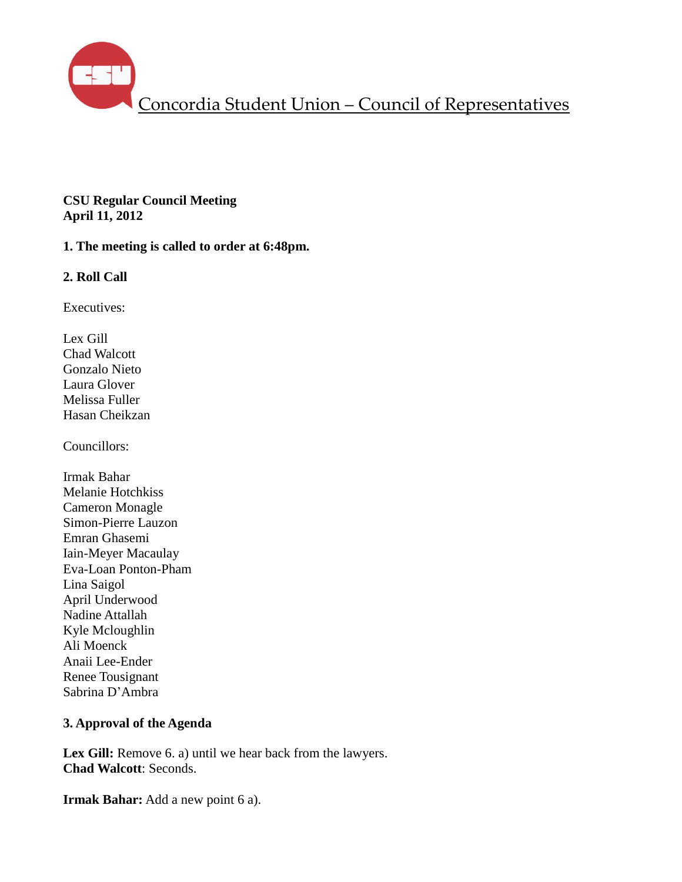# Concordia Student Union – Council of Representatives

**CSU Regular Council Meeting**
**April 11, 2012**

**1. The meeting is called to order at 6:48pm.**

**2. Roll Call**

Executives:

Lex Gill
Chad Walcott
Gonzalo Nieto
Laura Glover
Melissa Fuller
Hasan Cheikzan

Councillors:

Irmak Bahar
Melanie Hotchkiss
Cameron Monagle
Simon-Pierre Lauzon
Emran Ghasemi
Iain-Meyer Macaulay
Eva-Loan Ponton-Pham
Lina Saigol
April Underwood
Nadine Attallah
Kyle Mcloughlin
Ali Moenck
Anaii Lee-Ender
Renee Tousignant
Sabrina D'Ambra

**3. Approval of the Agenda**

**Lex Gill:** Remove 6. a) until we hear back from the lawyers.
**Chad Walcott**: Seconds.

**Irmak Bahar:** Add a new point 6 a).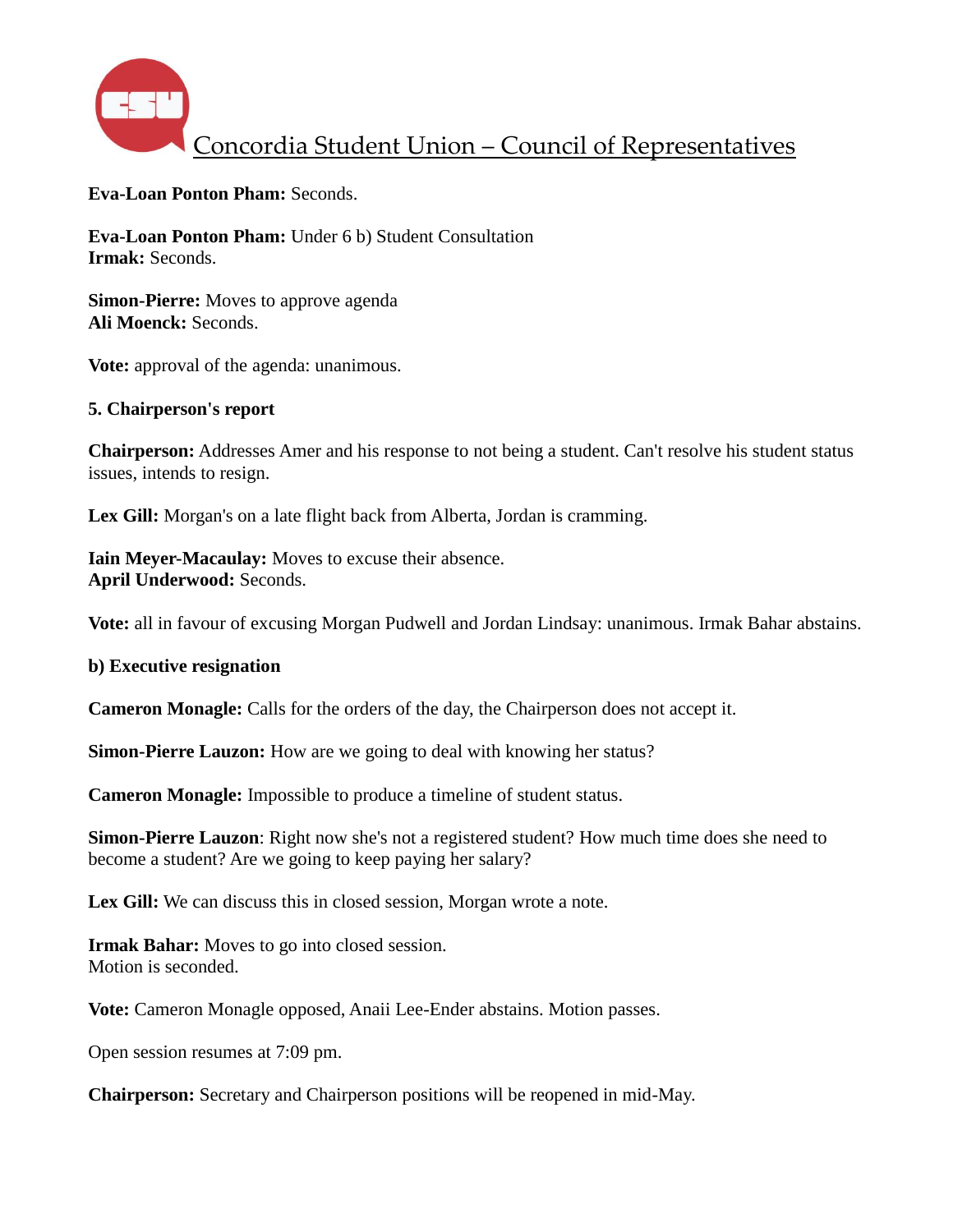**Eva-Loan Ponton Pham:** Seconds.

**Eva-Loan Ponton Pham:** Under 6 b) Student Consultation
**Irmak:** Seconds.

**Simon-Pierre:** Moves to approve agenda
**Ali Moenck:** Seconds.

**Vote:** approval of the agenda: unanimous.

**5. Chairperson's report**

**Chairperson:** Addresses Amer and his response to not being a student. Can't resolve his student status issues, intends to resign.

**Lex Gill:** Morgan's on a late flight back from Alberta, Jordan is cramming.

**Iain Meyer-Macaulay:** Moves to excuse their absence.
**April Underwood:** Seconds.

**Vote:** all in favour of excusing Morgan Pudwell and Jordan Lindsay: unanimous. Irmak Bahar abstains.

**b) Executive resignation**

**Cameron Monagle:** Calls for the orders of the day, the Chairperson does not accept it.

**Simon-Pierre Lauzon:** How are we going to deal with knowing her status?

**Cameron Monagle:** Impossible to produce a timeline of student status.

**Simon-Pierre Lauzon**: Right now she's not a registered student? How much time does she need to become a student? Are we going to keep paying her salary?

**Lex Gill:** We can discuss this in closed session, Morgan wrote a note.

**Irmak Bahar:** Moves to go into closed session.
Motion is seconded.

**Vote:** Cameron Monagle opposed, Anaii Lee-Ender abstains. Motion passes.

Open session resumes at 7:09 pm.

**Chairperson:** Secretary and Chairperson positions will be reopened in mid-May.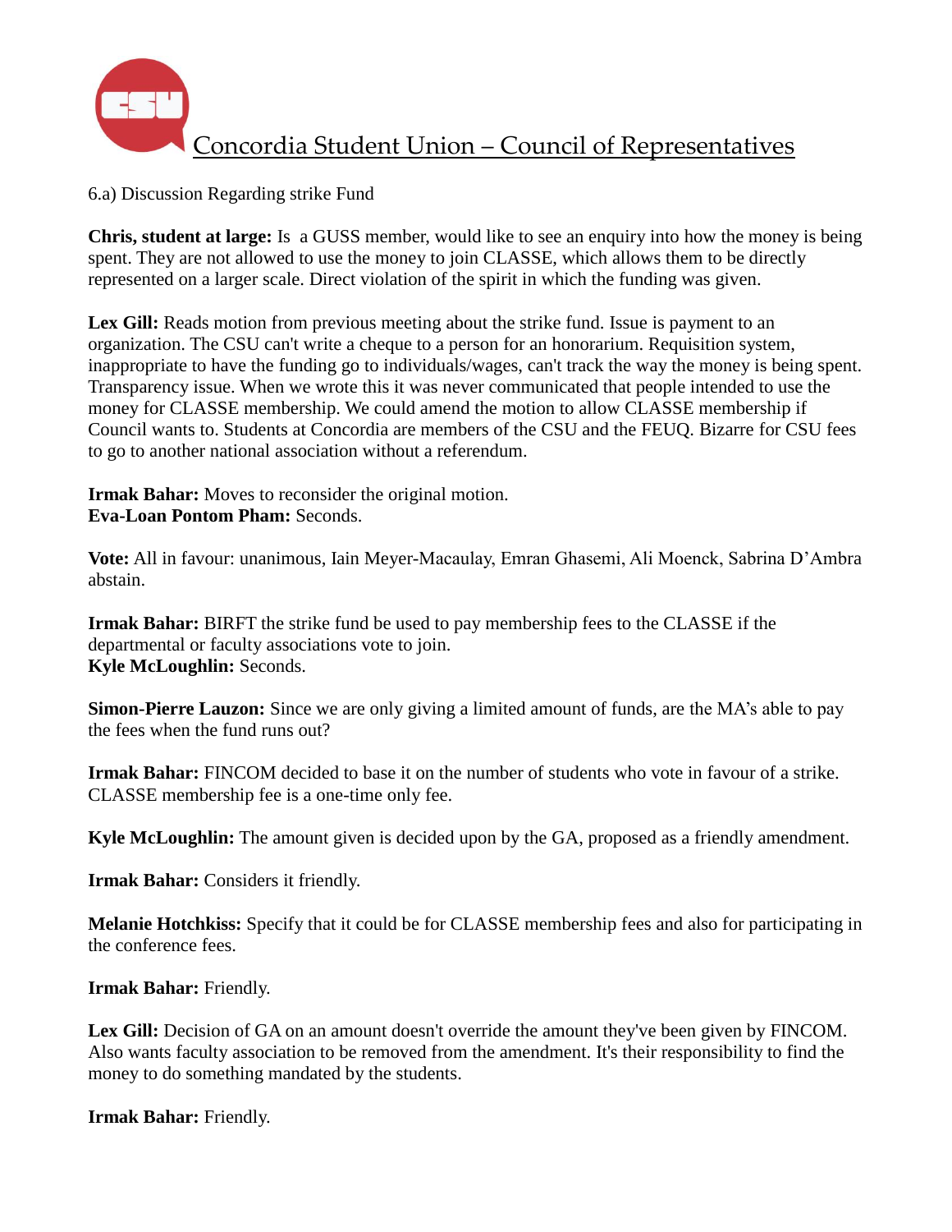# Concordia Student Union – Council of Representatives

6.a) Discussion Regarding strike Fund

**Chris, student at large:** Is a GUSS member, would like to see an enquiry into how the money is being spent. They are not allowed to use the money to join CLASSE, which allows them to be directly represented on a larger scale. Direct violation of the spirit in which the funding was given.

**Lex Gill:** Reads motion from previous meeting about the strike fund. Issue is payment to an organization. The CSU can't write a cheque to a person for an honorarium. Requisition system, inappropriate to have the funding go to individuals/wages, can't track the way the money is being spent. Transparency issue. When we wrote this it was never communicated that people intended to use the money for CLASSE membership. We could amend the motion to allow CLASSE membership if Council wants to. Students at Concordia are members of the CSU and the FEUQ. Bizarre for CSU fees to go to another national association without a referendum.

**Irmak Bahar:** Moves to reconsider the original motion.
**Eva-Loan Pontom Pham:** Seconds.

**Vote:** All in favour: unanimous, Iain Meyer-Macaulay, Emran Ghasemi, Ali Moenck, Sabrina D'Ambra abstain.

**Irmak Bahar:** BIRFT the strike fund be used to pay membership fees to the CLASSE if the departmental or faculty associations vote to join.
**Kyle McLoughlin:** Seconds.

**Simon-Pierre Lauzon:** Since we are only giving a limited amount of funds, are the MA's able to pay the fees when the fund runs out?

**Irmak Bahar:** FINCOM decided to base it on the number of students who vote in favour of a strike. CLASSE membership fee is a one-time only fee.

**Kyle McLoughlin:** The amount given is decided upon by the GA, proposed as a friendly amendment.

**Irmak Bahar:** Considers it friendly.

**Melanie Hotchkiss:** Specify that it could be for CLASSE membership fees and also for participating in the conference fees.

**Irmak Bahar:** Friendly.

**Lex Gill:** Decision of GA on an amount doesn't override the amount they've been given by FINCOM. Also wants faculty association to be removed from the amendment. It's their responsibility to find the money to do something mandated by the students.

**Irmak Bahar:** Friendly.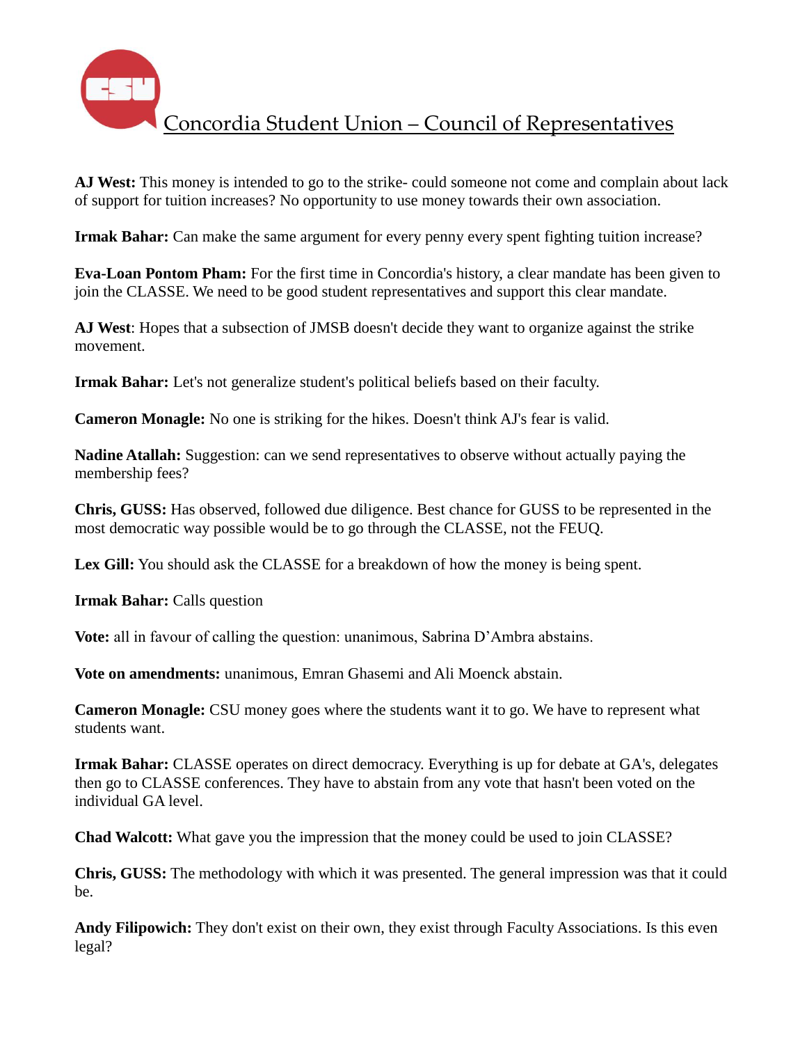**AJ West:** This money is intended to go to the strike- could someone not come and complain about lack of support for tuition increases? No opportunity to use money towards their own association.

**Irmak Bahar:** Can make the same argument for every penny every spent fighting tuition increase?

**Eva-Loan Pontom Pham:** For the first time in Concordia's history, a clear mandate has been given to join the CLASSE. We need to be good student representatives and support this clear mandate.

**AJ West**: Hopes that a subsection of JMSB doesn't decide they want to organize against the strike movement.

**Irmak Bahar:** Let's not generalize student's political beliefs based on their faculty.

**Cameron Monagle:** No one is striking for the hikes. Doesn't think AJ's fear is valid.

**Nadine Atallah:** Suggestion: can we send representatives to observe without actually paying the membership fees?

**Chris, GUSS:** Has observed, followed due diligence. Best chance for GUSS to be represented in the most democratic way possible would be to go through the CLASSE, not the FEUQ.

**Lex Gill:** You should ask the CLASSE for a breakdown of how the money is being spent.

**Irmak Bahar:** Calls question

**Vote:** all in favour of calling the question: unanimous, Sabrina D'Ambra abstains.

**Vote on amendments:** unanimous, Emran Ghasemi and Ali Moenck abstain.

**Cameron Monagle:** CSU money goes where the students want it to go. We have to represent what students want.

**Irmak Bahar:** CLASSE operates on direct democracy. Everything is up for debate at GA's, delegates then go to CLASSE conferences. They have to abstain from any vote that hasn't been voted on the individual GA level.

**Chad Walcott:** What gave you the impression that the money could be used to join CLASSE?

**Chris, GUSS:** The methodology with which it was presented. The general impression was that it could be.

**Andy Filipowich:** They don't exist on their own, they exist through Faculty Associations. Is this even legal?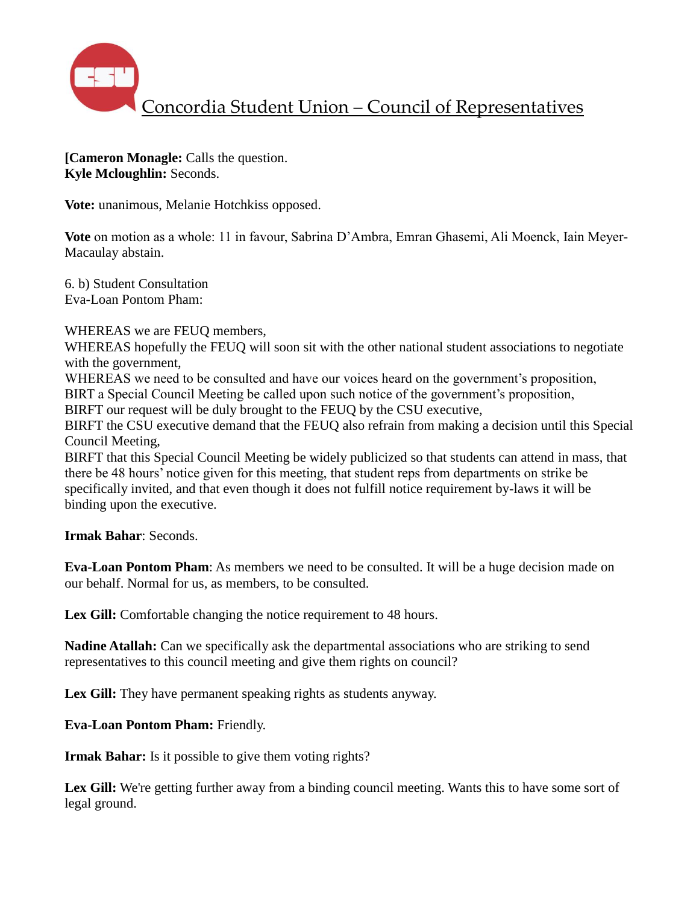**[Cameron Monagle:** Calls the question.
**Kyle Mcloughlin:** Seconds.

**Vote:** unanimous, Melanie Hotchkiss opposed.

**Vote** on motion as a whole: 11 in favour, Sabrina D'Ambra, Emran Ghasemi, Ali Moenck, Iain Meyer-Macaulay abstain.

6. b) Student Consultation
Eva-Loan Pontom Pham:

WHEREAS we are FEUQ members,
WHEREAS hopefully the FEUQ will soon sit with the other national student associations to negotiate with the government,
WHEREAS we need to be consulted and have our voices heard on the government's proposition,
BIRT a Special Council Meeting be called upon such notice of the government's proposition,
BIRFT our request will be duly brought to the FEUQ by the CSU executive,
BIRFT the CSU executive demand that the FEUQ also refrain from making a decision until this Special Council Meeting,
BIRFT that this Special Council Meeting be widely publicized so that students can attend in mass, that there be 48 hours' notice given for this meeting, that student reps from departments on strike be specifically invited, and that even though it does not fulfill notice requirement by-laws it will be binding upon the executive.

**Irmak Bahar**: Seconds.

**Eva-Loan Pontom Pham**: As members we need to be consulted. It will be a huge decision made on our behalf. Normal for us, as members, to be consulted.

**Lex Gill:** Comfortable changing the notice requirement to 48 hours.

**Nadine Atallah:** Can we specifically ask the departmental associations who are striking to send representatives to this council meeting and give them rights on council?

**Lex Gill:** They have permanent speaking rights as students anyway.

**Eva-Loan Pontom Pham:** Friendly.

**Irmak Bahar:** Is it possible to give them voting rights?

**Lex Gill:** We're getting further away from a binding council meeting. Wants this to have some sort of legal ground.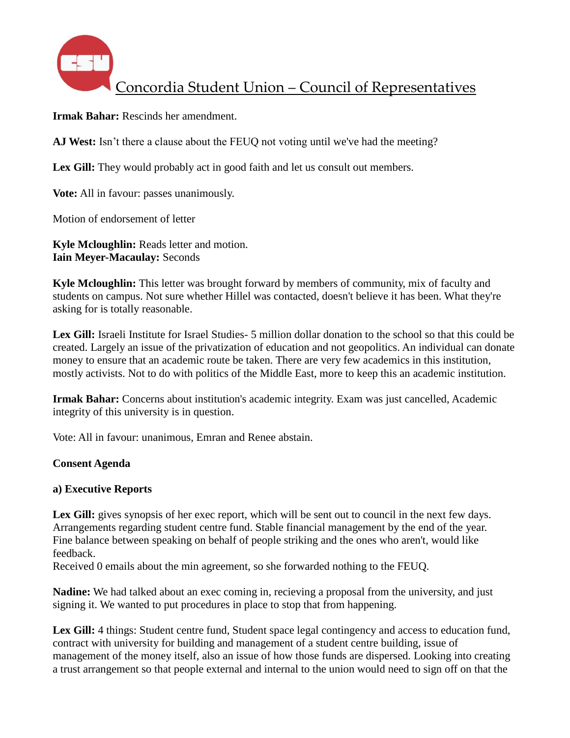**Irmak Bahar:** Rescinds her amendment.

**AJ West:** Isn't there a clause about the FEUQ not voting until we've had the meeting?

**Lex Gill:** They would probably act in good faith and let us consult out members.

**Vote:** All in favour: passes unanimously.

Motion of endorsement of letter

**Kyle Mcloughlin:** Reads letter and motion.
**Iain Meyer-Macaulay:** Seconds

**Kyle Mcloughlin:** This letter was brought forward by members of community, mix of faculty and students on campus. Not sure whether Hillel was contacted, doesn't believe it has been. What they're asking for is totally reasonable.

**Lex Gill:** Israeli Institute for Israel Studies- 5 million dollar donation to the school so that this could be created. Largely an issue of the privatization of education and not geopolitics. An individual can donate money to ensure that an academic route be taken. There are very few academics in this institution, mostly activists. Not to do with politics of the Middle East, more to keep this an academic institution.

**Irmak Bahar:** Concerns about institution's academic integrity. Exam was just cancelled, Academic integrity of this university is in question.

Vote: All in favour: unanimous, Emran and Renee abstain.

**Consent Agenda**

**a) Executive Reports**

**Lex Gill:** gives synopsis of her exec report, which will be sent out to council in the next few days. Arrangements regarding student centre fund. Stable financial management by the end of the year. Fine balance between speaking on behalf of people striking and the ones who aren't, would like feedback.
Received 0 emails about the min agreement, so she forwarded nothing to the FEUQ.

**Nadine:** We had talked about an exec coming in, recieving a proposal from the university, and just signing it. We wanted to put procedures in place to stop that from happening.

**Lex Gill:** 4 things: Student centre fund, Student space legal contingency and access to education fund, contract with university for building and management of a student centre building, issue of management of the money itself, also an issue of how those funds are dispersed. Looking into creating a trust arrangement so that people external and internal to the union would need to sign off on that the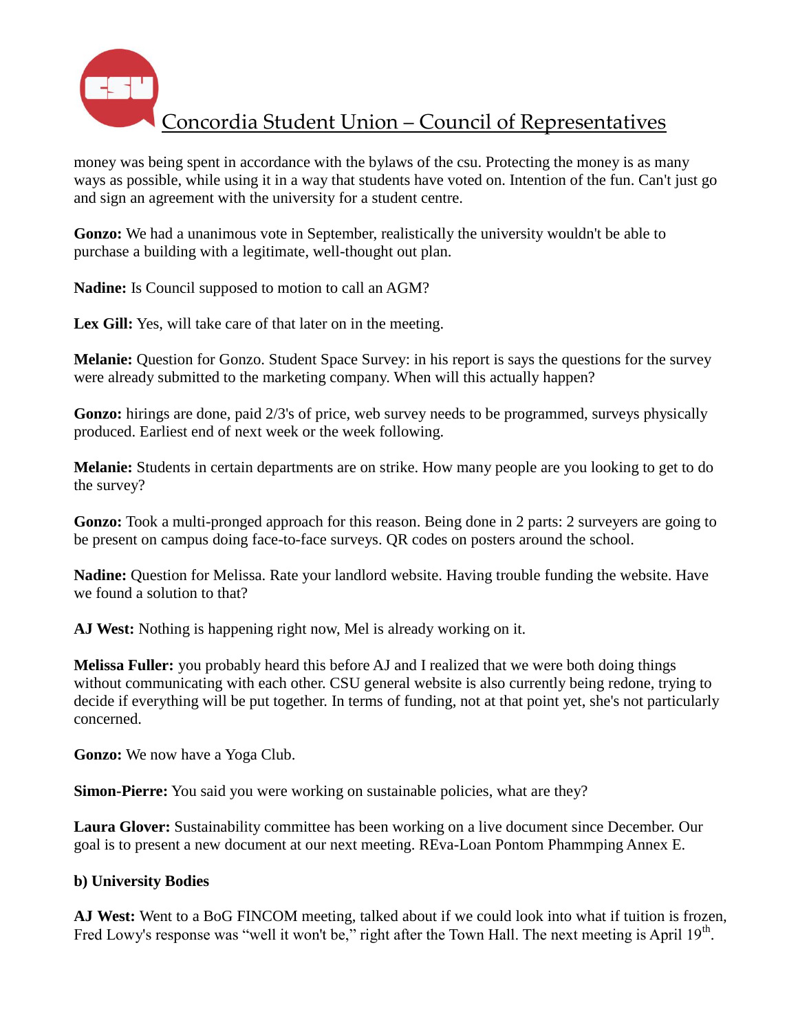money was being spent in accordance with the bylaws of the csu. Protecting the money is as many ways as possible, while using it in a way that students have voted on. Intention of the fun. Can't just go and sign an agreement with the university for a student centre.

**Gonzo:** We had a unanimous vote in September, realistically the university wouldn't be able to purchase a building with a legitimate, well-thought out plan.

**Nadine:** Is Council supposed to motion to call an AGM?

**Lex Gill:** Yes, will take care of that later on in the meeting.

**Melanie:** Question for Gonzo. Student Space Survey: in his report is says the questions for the survey were already submitted to the marketing company. When will this actually happen?

**Gonzo:** hirings are done, paid 2/3's of price, web survey needs to be programmed, surveys physically produced. Earliest end of next week or the week following.

**Melanie:** Students in certain departments are on strike. How many people are you looking to get to do the survey?

**Gonzo:** Took a multi-pronged approach for this reason. Being done in 2 parts: 2 surveyers are going to be present on campus doing face-to-face surveys. QR codes on posters around the school.

**Nadine:** Question for Melissa. Rate your landlord website. Having trouble funding the website. Have we found a solution to that?

**AJ West:** Nothing is happening right now, Mel is already working on it.

**Melissa Fuller:** you probably heard this before AJ and I realized that we were both doing things without communicating with each other. CSU general website is also currently being redone, trying to decide if everything will be put together. In terms of funding, not at that point yet, she's not particularly concerned.

**Gonzo:** We now have a Yoga Club.

**Simon-Pierre:** You said you were working on sustainable policies, what are they?

**Laura Glover:** Sustainability committee has been working on a live document since December. Our goal is to present a new document at our next meeting. REva-Loan Pontom Phammping Annex E.

**b) University Bodies**

**AJ West:** Went to a BoG FINCOM meeting, talked about if we could look into what if tuition is frozen, Fred Lowy's response was "well it won't be," right after the Town Hall. The next meeting is April 19th.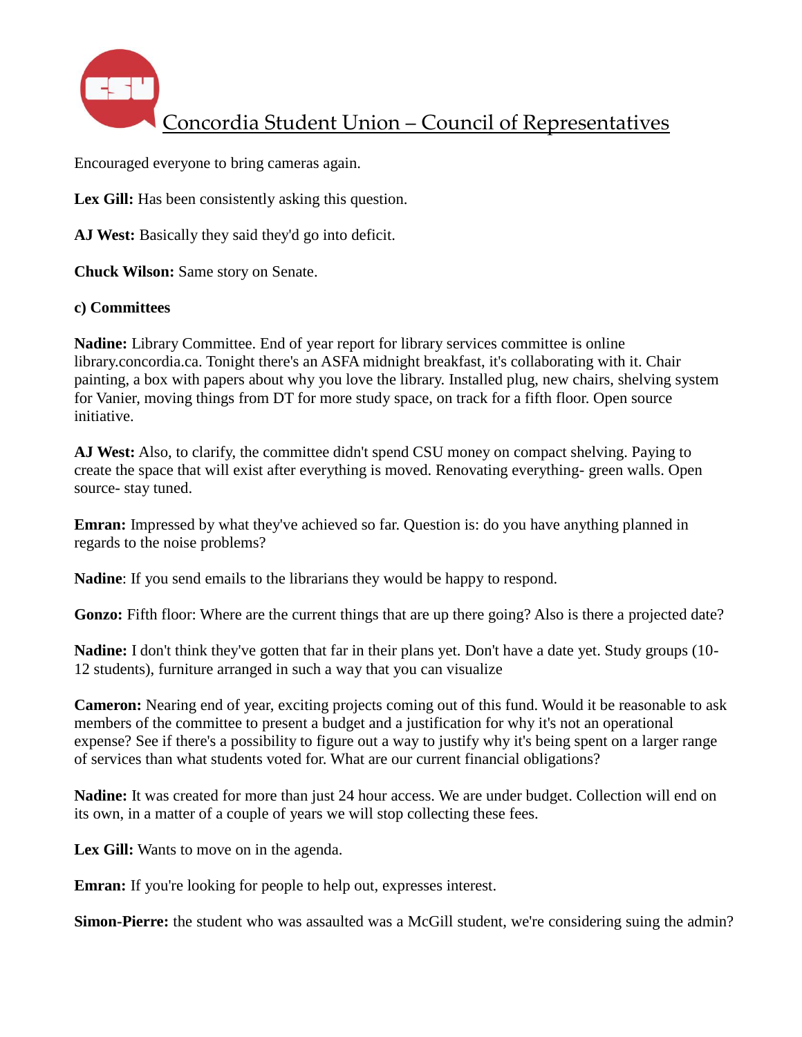Encouraged everyone to bring cameras again.

**Lex Gill:** Has been consistently asking this question.

**AJ West:** Basically they said they'd go into deficit.

**Chuck Wilson:** Same story on Senate.

**c) Committees**

**Nadine:** Library Committee. End of year report for library services committee is online library.concordia.ca. Tonight there's an ASFA midnight breakfast, it's collaborating with it. Chair painting, a box with papers about why you love the library. Installed plug, new chairs, shelving system for Vanier, moving things from DT for more study space, on track for a fifth floor. Open source initiative.

**AJ West:** Also, to clarify, the committee didn't spend CSU money on compact shelving. Paying to create the space that will exist after everything is moved. Renovating everything- green walls. Open source- stay tuned.

**Emran:** Impressed by what they've achieved so far. Question is: do you have anything planned in regards to the noise problems?

**Nadine**: If you send emails to the librarians they would be happy to respond.

**Gonzo:** Fifth floor: Where are the current things that are up there going? Also is there a projected date?

**Nadine:** I don't think they've gotten that far in their plans yet. Don't have a date yet. Study groups (10-12 students), furniture arranged in such a way that you can visualize

**Cameron:** Nearing end of year, exciting projects coming out of this fund. Would it be reasonable to ask members of the committee to present a budget and a justification for why it's not an operational expense? See if there's a possibility to figure out a way to justify why it's being spent on a larger range of services than what students voted for. What are our current financial obligations?

**Nadine:** It was created for more than just 24 hour access. We are under budget. Collection will end on its own, in a matter of a couple of years we will stop collecting these fees.

**Lex Gill:** Wants to move on in the agenda.

**Emran:** If you're looking for people to help out, expresses interest.

**Simon-Pierre:** the student who was assaulted was a McGill student, we're considering suing the admin?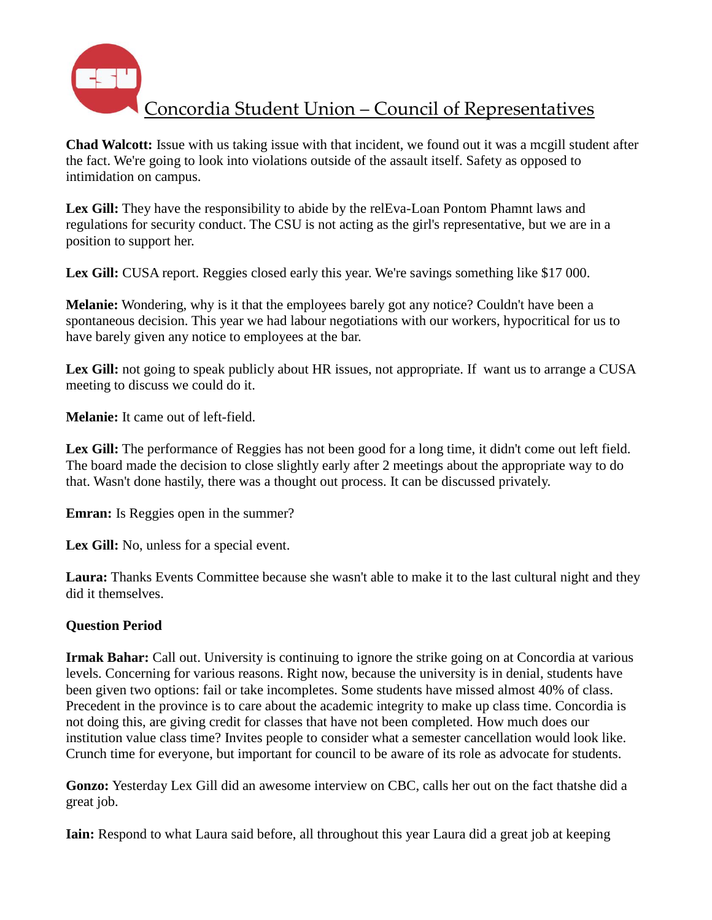**Chad Walcott:** Issue with us taking issue with that incident, we found out it was a mcgill student after the fact. We're going to look into violations outside of the assault itself. Safety as opposed to intimidation on campus.

**Lex Gill:** They have the responsibility to abide by the relEva-Loan Pontom Phamnt laws and regulations for security conduct. The CSU is not acting as the girl's representative, but we are in a position to support her.

**Lex Gill:** CUSA report. Reggies closed early this year. We're savings something like $17 000.

**Melanie:** Wondering, why is it that the employees barely got any notice? Couldn't have been a spontaneous decision. This year we had labour negotiations with our workers, hypocritical for us to have barely given any notice to employees at the bar.

**Lex Gill:** not going to speak publicly about HR issues, not appropriate. If  want us to arrange a CUSA meeting to discuss we could do it.

**Melanie:** It came out of left-field.

**Lex Gill:** The performance of Reggies has not been good for a long time, it didn't come out left field. The board made the decision to close slightly early after 2 meetings about the appropriate way to do that. Wasn't done hastily, there was a thought out process. It can be discussed privately.

**Emran:** Is Reggies open in the summer?

**Lex Gill:** No, unless for a special event.

**Laura:** Thanks Events Committee because she wasn't able to make it to the last cultural night and they did it themselves.

**Question Period**

**Irmak Bahar:** Call out. University is continuing to ignore the strike going on at Concordia at various levels. Concerning for various reasons. Right now, because the university is in denial, students have been given two options: fail or take incompletes. Some students have missed almost 40% of class. Precedent in the province is to care about the academic integrity to make up class time. Concordia is not doing this, are giving credit for classes that have not been completed. How much does our institution value class time? Invites people to consider what a semester cancellation would look like. Crunch time for everyone, but important for council to be aware of its role as advocate for students.

**Gonzo:** Yesterday Lex Gill did an awesome interview on CBC, calls her out on the fact thatshe did a great job.

**Iain:** Respond to what Laura said before, all throughout this year Laura did a great job at keeping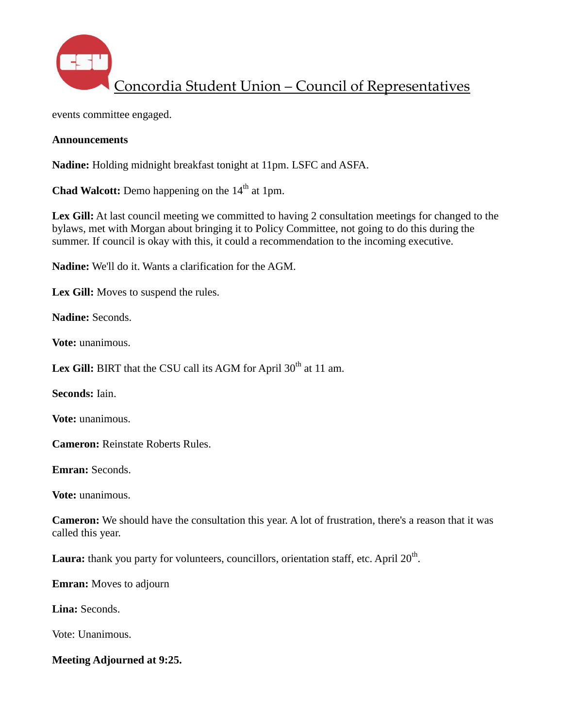events committee engaged.

**Announcements**

**Nadine:** Holding midnight breakfast tonight at 11pm. LSFC and ASFA.

**Chad Walcott:** Demo happening on the 14th at 1pm.

**Lex Gill:** At last council meeting we committed to having 2 consultation meetings for changed to the bylaws, met with Morgan about bringing it to Policy Committee, not going to do this during the summer. If council is okay with this, it could a recommendation to the incoming executive.

**Nadine:** We'll do it. Wants a clarification for the AGM.

**Lex Gill:** Moves to suspend the rules.

**Nadine:** Seconds.

**Vote:** unanimous.

**Lex Gill:** BIRT that the CSU call its AGM for April 30th at 11 am.

**Seconds:** Iain.

**Vote:** unanimous.

**Cameron:** Reinstate Roberts Rules.

**Emran:** Seconds.

**Vote:** unanimous.

**Cameron:** We should have the consultation this year. A lot of frustration, there's a reason that it was called this year.

**Laura:** thank you party for volunteers, councillors, orientation staff, etc. April 20th.

**Emran:** Moves to adjourn

**Lina:** Seconds.

Vote: Unanimous.

**Meeting Adjourned at 9:25.**